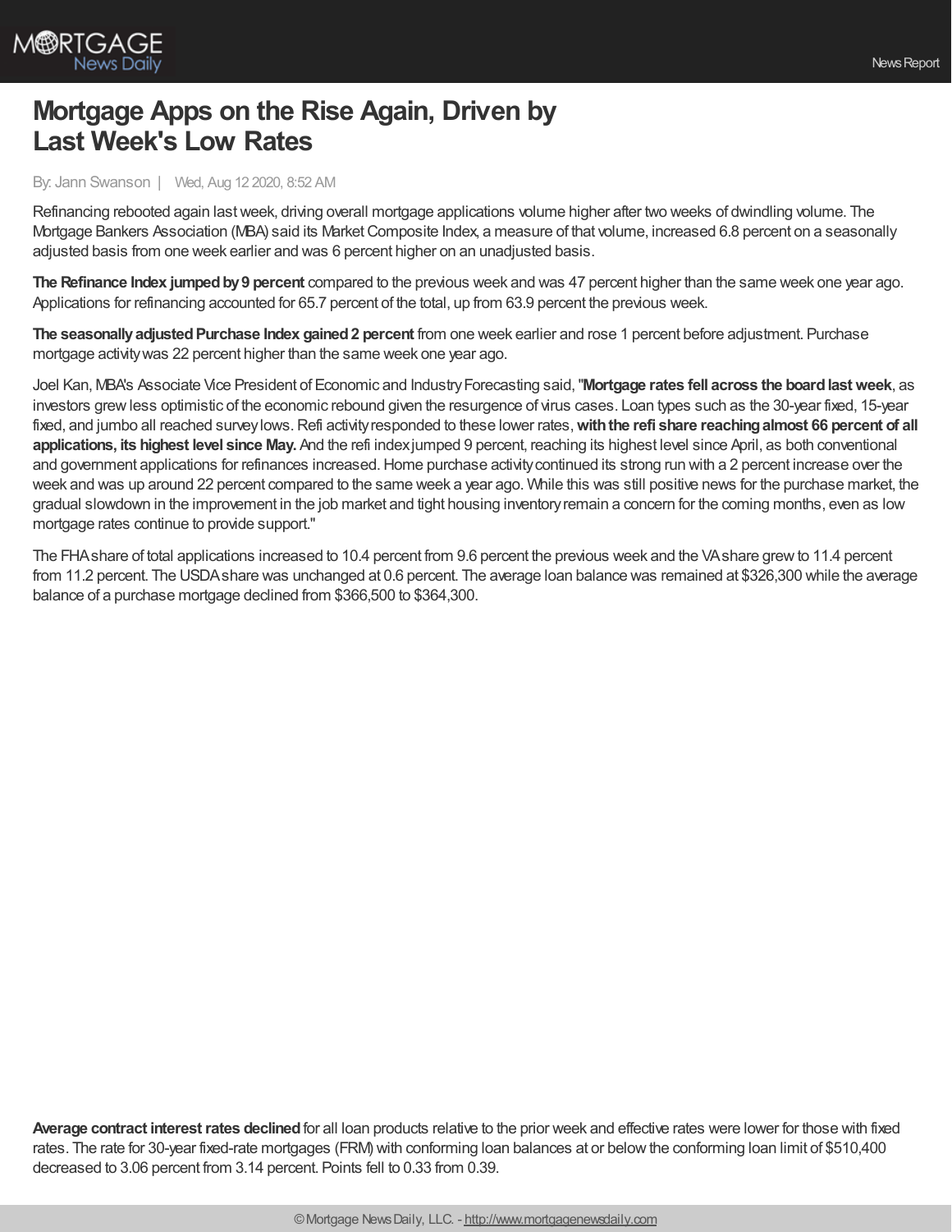# Mortgage Apps on the Rise Again, Driven by Last Week's Low Rates

By: Jann Swanson | Wed, Aug 12 2020, 8:52 AM

Refinancing rebooted again last week, driving overall mortgage applications volume higher after two weeks of dwindling volume. The Mortgage Bankers Association (MBA) said its Market Composite Index, a measure of that volume, increased 6.8 percent on a seasonally adjusted basis from one week earlier and was 6 percent higher on an unadjusted basis.

**The Refinance Index jumped by 9 percent** compared to the previous week and was 47 percent higher than the same week one year ago. Applications for refinancing accounted for 65.7 percent of the total, up from 63.9 percent the previous week.

**The seasonally adjusted Purchase Index gained 2 percent** from one week earlier and rose 1 percent before adjustment. Purchase mortgage activity was 22 percent higher than the same week one year ago.

Joel Kan, MBA's Associate Vice President of Economic and Industry Forecasting said, "**Mortgage rates fell across the board last week**, as investors grew less optimistic of the economic rebound given the resurgence of virus cases. Loan types such as the 30-year fixed, 15-year fixed, and jumbo all reached survey lows. Refi activity responded to these lower rates, **with the refi share reaching almost 66 percent of all applications, its highest level since May.** And the refi index jumped 9 percent, reaching its highest level since April, as both conventional and government applications for refinances increased. Home purchase activity continued its strong run with a 2 percent increase over the week and was up around 22 percent compared to the same week a year ago. While this was still positive news for the purchase market, the gradual slowdown in the improvement in the job market and tight housing inventory remain a concern for the coming months, even as low mortgage rates continue to provide support."

The FHA share of total applications increased to 10.4 percent from 9.6 percent the previous week and the VA share grew to 11.4 percent from 11.2 percent. The USDA share was unchanged at 0.6 percent. The average loan balance was remained at $326,300 while the average balance of a purchase mortgage declined from $366,500 to $364,300.

**Average contract interest rates declined** for all loan products relative to the prior week and effective rates were lower for those with fixed rates. The rate for 30-year fixed-rate mortgages (FRM) with conforming loan balances at or below the conforming loan limit of $510,400 decreased to 3.06 percent from 3.14 percent. Points fell to 0.33 from 0.39.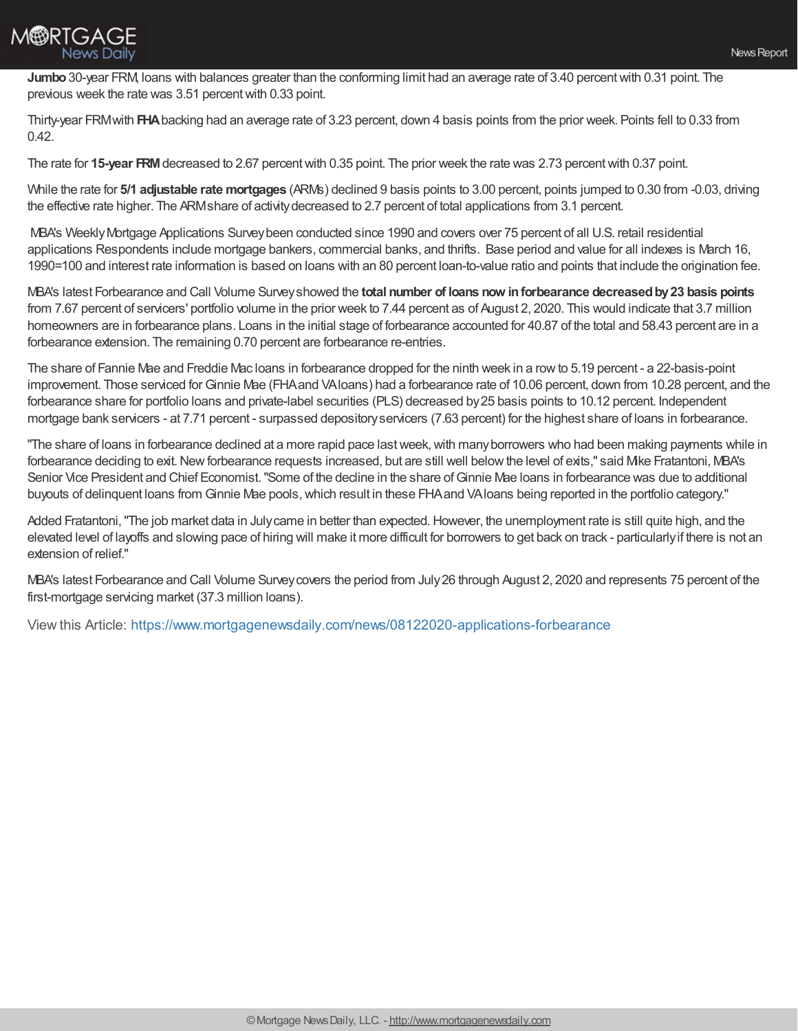**Jumbo** 30-year FRM, loans with balances greater than the conforming limit had an average rate of 3.40 percent with 0.31 point. The previous week the rate was 3.51 percent with 0.33 point.

Thirty-year FRM with **FHA** backing had an average rate of 3.23 percent, down 4 basis points from the prior week. Points fell to 0.33 from 0.42.

The rate for **15-year FRM** decreased to 2.67 percent with 0.35 point. The prior week the rate was 2.73 percent with 0.37 point.

While the rate for **5/1 adjustable rate mortgages** (ARMs) declined 9 basis points to 3.00 percent, points jumped to 0.30 from -0.03, driving the effective rate higher. The ARM share of activity decreased to 2.7 percent of total applications from 3.1 percent.

MBA's Weekly Mortgage Applications Survey been conducted since 1990 and covers over 75 percent of all U.S. retail residential applications Respondents include mortgage bankers, commercial banks, and thrifts. Base period and value for all indexes is March 16, 1990=100 and interest rate information is based on loans with an 80 percent loan-to-value ratio and points that include the origination fee.

MBA's latest Forbearance and Call Volume Survey showed the **total number of loans now in forbearance decreased by 23 basis points** from 7.67 percent of servicers' portfolio volume in the prior week to 7.44 percent as of August 2, 2020. This would indicate that 3.7 million homeowners are in forbearance plans. Loans in the initial stage of forbearance accounted for 40.87 of the total and 58.43 percent are in a forbearance extension. The remaining 0.70 percent are forbearance re-entries.

The share of Fannie Mae and Freddie Mac loans in forbearance dropped for the ninth week in a row to 5.19 percent - a 22-basis-point improvement. Those serviced for Ginnie Mae (FHA and VA loans) had a forbearance rate of 10.06 percent, down from 10.28 percent, and the forbearance share for portfolio loans and private-label securities (PLS) decreased by 25 basis points to 10.12 percent. Independent mortgage bank servicers - at 7.71 percent - surpassed depository servicers (7.63 percent) for the highest share of loans in forbearance.

"The share of loans in forbearance declined at a more rapid pace last week, with many borrowers who had been making payments while in forbearance deciding to exit. New forbearance requests increased, but are still well below the level of exits," said Mike Fratantoni, MBA's Senior Vice President and Chief Economist. "Some of the decline in the share of Ginnie Mae loans in forbearance was due to additional buyouts of delinquent loans from Ginnie Mae pools, which result in these FHA and VA loans being reported in the portfolio category."

Added Fratantoni, "The job market data in July came in better than expected. However, the unemployment rate is still quite high, and the elevated level of layoffs and slowing pace of hiring will make it more difficult for borrowers to get back on track - particularly if there is not an extension of relief."

MBA's latest Forbearance and Call Volume Survey covers the period from July 26 through August 2, 2020 and represents 75 percent of the first-mortgage servicing market (37.3 million loans).

View this Article: https://www.mortgagenewsdaily.com/news/08122020-applications-forbearance